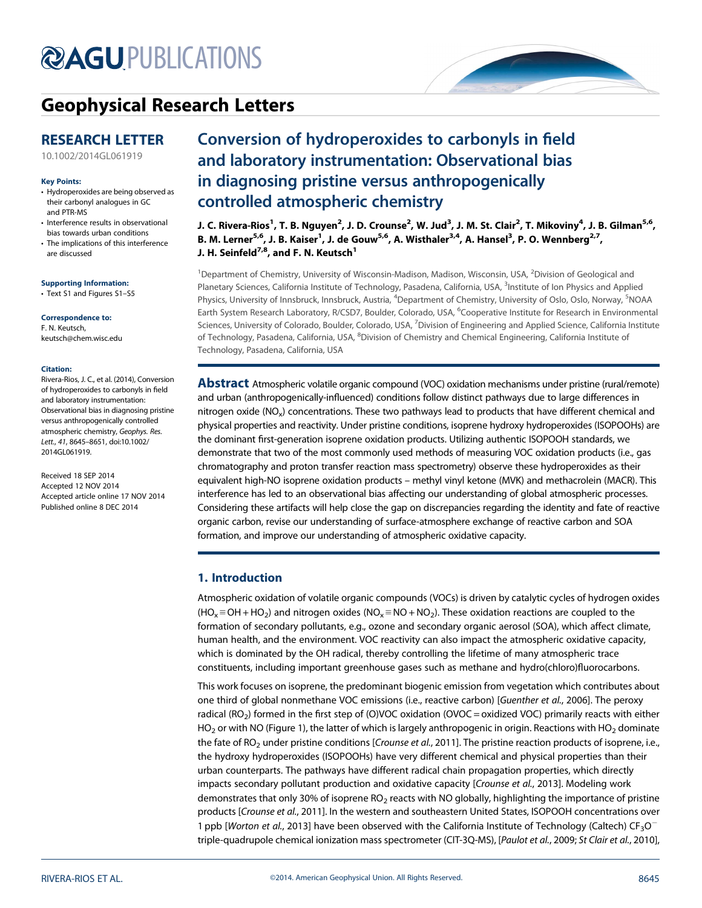# Geophysical Research Letters

## RESEARCH LETTER

10.1002/2014GL061919

**Key Points:**

- Hydroperoxides are being observed as their carbonyl analogues in GC and PTR-MS
- Interference results in observational bias towards urban conditions
- The implications of this interference are discussed

**Supporting Information:**

- Text S1 and Figures S1–S5

**Correspondence to:**

F. N. Keutsch,
keutsch@chem.wisc.edu

**Citation:**

Rivera-Rios, J. C., et al. (2014), Conversion of hydroperoxides to carbonyls in field and laboratory instrumentation: Observational bias in diagnosing pristine versus anthropogenically controlled atmospheric chemistry, *Geophys. Res. Lett.*, *41*, 8645–8651, doi:10.1002/2014GL061919.

Received 18 SEP 2014
Accepted 12 NOV 2014
Accepted article online 17 NOV 2014
Published online 8 DEC 2014

# Conversion of hydroperoxides to carbonyls in field and laboratory instrumentation: Observational bias in diagnosing pristine versus anthropogenically controlled atmospheric chemistry

**J. C. Rivera-Rios[1], T. B. Nguyen[2], J. D. Crounse[2], W. Jud[3], J. M. St. Clair[2], T. Mikoviny[4], J. B. Gilman[5,6], B. M. Lerner[5,6], J. B. Kaiser[1], J. de Gouw[5,6], A. Wisthaler[3,4], A. Hansel[3], P. O. Wennberg[2,7], J. H. Seinfeld[7,8], and F. N. Keutsch[1]**

[1]Department of Chemistry, University of Wisconsin-Madison, Madison, Wisconsin, USA, [2]Division of Geological and Planetary Sciences, California Institute of Technology, Pasadena, California, USA, [3]Institute of Ion Physics and Applied Physics, University of Innsbruck, Innsbruck, Austria, [4]Department of Chemistry, University of Oslo, Oslo, Norway, [5]NOAA Earth System Research Laboratory, R/CSD7, Boulder, Colorado, USA, [6]Cooperative Institute for Research in Environmental Sciences, University of Colorado, Boulder, Colorado, USA, [7]Division of Engineering and Applied Science, California Institute of Technology, Pasadena, California, USA, [8]Division of Chemistry and Chemical Engineering, California Institute of Technology, Pasadena, California, USA

**Abstract** Atmospheric volatile organic compound (VOC) oxidation mechanisms under pristine (rural/remote) and urban (anthropogenically-influenced) conditions follow distinct pathways due to large differences in nitrogen oxide ($NO_x$) concentrations. These two pathways lead to products that have different chemical and physical properties and reactivity. Under pristine conditions, isoprene hydroxy hydroperoxides (ISOPOOHs) are the dominant first-generation isoprene oxidation products. Utilizing authentic ISOPOOH standards, we demonstrate that two of the most commonly used methods of measuring VOC oxidation products (i.e., gas chromatography and proton transfer reaction mass spectrometry) observe these hydroperoxides as their equivalent high-NO isoprene oxidation products – methyl vinyl ketone (MVK) and methacrolein (MACR). This interference has led to an observational bias affecting our understanding of global atmospheric processes. Considering these artifacts will help close the gap on discrepancies regarding the identity and fate of reactive organic carbon, revise our understanding of surface-atmosphere exchange of reactive carbon and SOA formation, and improve our understanding of atmospheric oxidative capacity.

## 1. Introduction

Atmospheric oxidation of volatile organic compounds (VOCs) is driven by catalytic cycles of hydrogen oxides ($HO_x \equiv OH + HO_2$) and nitrogen oxides ($NO_x \equiv NO + NO_2$). These oxidation reactions are coupled to the formation of secondary pollutants, e.g., ozone and secondary organic aerosol (SOA), which affect climate, human health, and the environment. VOC reactivity can also impact the atmospheric oxidative capacity, which is dominated by the OH radical, thereby controlling the lifetime of many atmospheric trace constituents, including important greenhouse gases such as methane and hydro(chloro)fluorocarbons.

This work focuses on isoprene, the predominant biogenic emission from vegetation which contributes about one third of global nonmethane VOC emissions (i.e., reactive carbon) [*Guenther et al.*, 2006]. The peroxy radical ($RO_2$) formed in the first step of (O)VOC oxidation (OVOC = oxidized VOC) primarily reacts with either $HO_2$ or with NO (Figure 1), the latter of which is largely anthropogenic in origin. Reactions with $HO_2$ dominate the fate of $RO_2$ under pristine conditions [*Crounse et al.*, 2011]. The pristine reaction products of isoprene, i.e., the hydroxy hydroperoxides (ISOPOOHs) have very different chemical and physical properties than their urban counterparts. The pathways have different radical chain propagation properties, which directly impacts secondary pollutant production and oxidative capacity [*Crounse et al.*, 2013]. Modeling work demonstrates that only 30% of isoprene $RO_2$ reacts with NO globally, highlighting the importance of pristine products [*Crounse et al.*, 2011]. In the western and southeastern United States, ISOPOOH concentrations over 1 ppb [*Worton et al.*, 2013] have been observed with the California Institute of Technology (Caltech) $CF_3O^-$ triple-quadrupole chemical ionization mass spectrometer (CIT-3Q-MS), [*Paulot et al.*, 2009; *St Clair et al.*, 2010],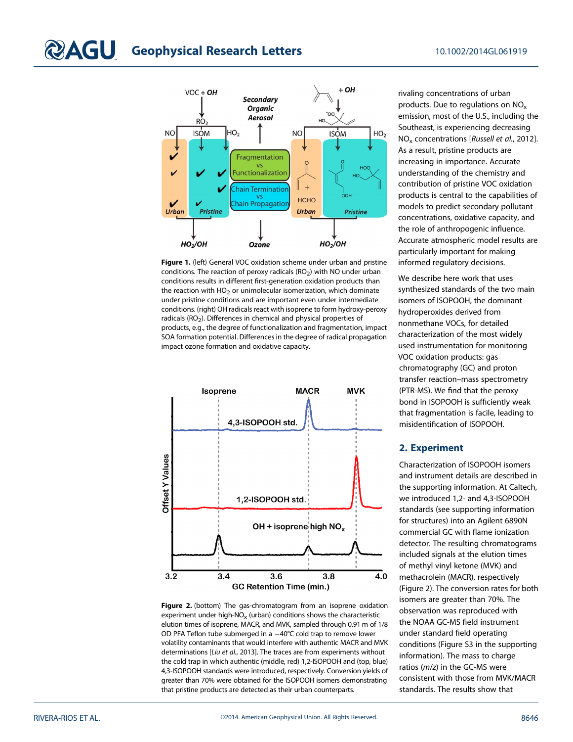**Figure 1.** (left) General VOC oxidation scheme under urban and pristine conditions. The reaction of peroxy radicals ($RO_2$) with NO under urban conditions results in different first-generation oxidation products than the reaction with $HO_2$ or unimolecular isomerization, which dominate under pristine conditions and are important even under intermediate conditions. (right) OH radicals react with isoprene to form hydroxy-peroxy radicals ($RO_2$). Differences in chemical and physical properties of products, e.g., the degree of functionalization and fragmentation, impact SOA formation potential. Differences in the degree of radical propagation impact ozone formation and oxidative capacity.

**Figure 2.** (bottom) The gas-chromatogram from an isoprene oxidation experiment under high-$NO_x$ (urban) conditions shows the characteristic elution times of isoprene, MACR, and MVK, sampled through 0.91 m of 1/8 OD PFA Teflon tube submerged in a −40°C cold trap to remove lower volatility contaminants that would interfere with authentic MACR and MVK determinations [*Liu et al.*, 2013]. The traces are from experiments without the cold trap in which authentic (middle, red) 1,2-ISOPOOH and (top, blue) 4,3-ISOPOOH standards were introduced, respectively. Conversion yields of greater than 70% were obtained for the ISOPOOH isomers demonstrating that pristine products are detected as their urban counterparts.

rivaling concentrations of urban products. Due to regulations on $NO_x$ emission, most of the U.S., including the Southeast, is experiencing decreasing $NO_x$ concentrations [*Russell et al.*, 2012]. As a result, pristine products are increasing in importance. Accurate understanding of the chemistry and contribution of pristine VOC oxidation products is central to the capabilities of models to predict secondary pollutant concentrations, oxidative capacity, and the role of anthropogenic influence. Accurate atmospheric model results are particularly important for making informed regulatory decisions.

We describe here work that uses synthesized standards of the two main isomers of ISOPOOH, the dominant hydroperoxides derived from nonmethane VOCs, for detailed characterization of the most widely used instrumentation for monitoring VOC oxidation products: gas chromatography (GC) and proton transfer reaction–mass spectrometry (PTR-MS). We find that the peroxy bond in ISOPOOH is sufficiently weak that fragmentation is facile, leading to misidentification of ISOPOOH.

## 2. Experiment

Characterization of ISOPOOH isomers and instrument details are described in the supporting information. At Caltech, we introduced 1,2- and 4,3-ISOPOOH standards (see supporting information for structures) into an Agilent 6890N commercial GC with flame ionization detector. The resulting chromatograms included signals at the elution times of methyl vinyl ketone (MVK) and methacrolein (MACR), respectively (Figure 2). The conversion rates for both isomers are greater than 70%. The observation was reproduced with the NOAA GC-MS field instrument under standard field operating conditions (Figure S3 in the supporting information). The mass to charge ratios (*m/z*) in the GC-MS were consistent with those from MVK/MACR standards. The results show that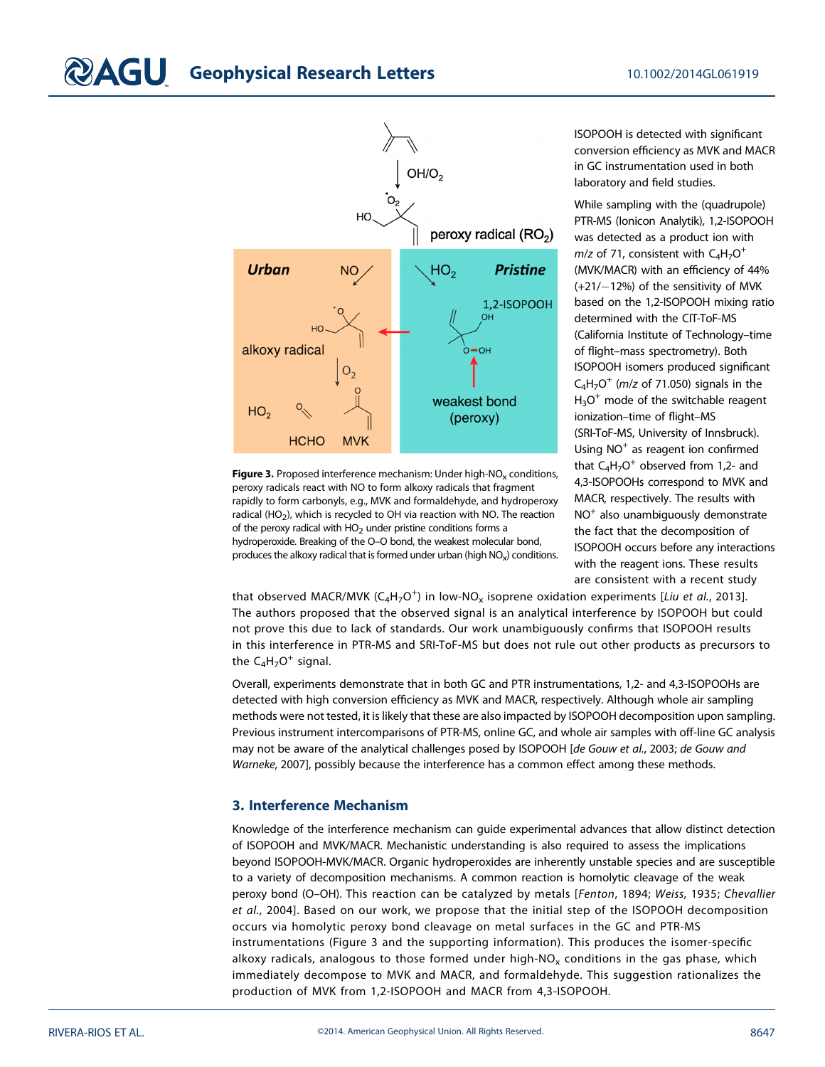Figure 3. Proposed interference mechanism: Under high-$NO_x$ conditions, peroxy radicals react with NO to form alkoxy radicals that fragment rapidly to form carbonyls, e.g., MVK and formaldehyde, and hydroperoxy radical ($HO_2$), which is recycled to OH via reaction with NO. The reaction of the peroxy radical with $HO_2$ under pristine conditions forms a hydroperoxide. Breaking of the O–O bond, the weakest molecular bond, produces the alkoxy radical that is formed under urban (high $NO_x$) conditions.

ISOPOOH is detected with significant conversion efficiency as MVK and MACR in GC instrumentation used in both laboratory and field studies.

While sampling with the (quadrupole) PTR-MS (Ionicon Analytik), 1,2-ISOPOOH was detected as a product ion with *m/z* of 71, consistent with $C_4H_7O^+$ (MVK/MACR) with an efficiency of 44% (+21/−12%) of the sensitivity of MVK based on the 1,2-ISOPOOH mixing ratio determined with the CIT-ToF-MS (California Institute of Technology–time of flight–mass spectrometry). Both ISOPOOH isomers produced significant $C_4H_7O^+$ (*m/z* of 71.050) signals in the $H_3O^+$ mode of the switchable reagent ionization–time of flight–MS (SRI-ToF-MS, University of Innsbruck). Using $NO^+$ as reagent ion confirmed that $C_4H_7O^+$ observed from 1,2- and 4,3-ISOPOOHs correspond to MVK and MACR, respectively. The results with $NO^+$ also unambiguously demonstrate the fact that the decomposition of ISOPOOH occurs before any interactions with the reagent ions. These results are consistent with a recent study that observed MACR/MVK ($C_4H_7O^+$) in low-$NO_x$ isoprene oxidation experiments [*Liu et al.*, 2013]. The authors proposed that the observed signal is an analytical interference by ISOPOOH but could not prove this due to lack of standards. Our work unambiguously confirms that ISOPOOH results in this interference in PTR-MS and SRI-ToF-MS but does not rule out other products as precursors to the $C_4H_7O^+$ signal.

Overall, experiments demonstrate that in both GC and PTR instrumentations, 1,2- and 4,3-ISOPOOHs are detected with high conversion efficiency as MVK and MACR, respectively. Although whole air sampling methods were not tested, it is likely that these are also impacted by ISOPOOH decomposition upon sampling. Previous instrument intercomparisons of PTR-MS, online GC, and whole air samples with off-line GC analysis may not be aware of the analytical challenges posed by ISOPOOH [*de Gouw et al.*, 2003; *de Gouw and Warneke*, 2007], possibly because the interference has a common effect among these methods.

## 3. Interference Mechanism

Knowledge of the interference mechanism can guide experimental advances that allow distinct detection of ISOPOOH and MVK/MACR. Mechanistic understanding is also required to assess the implications beyond ISOPOOH-MVK/MACR. Organic hydroperoxides are inherently unstable species and are susceptible to a variety of decomposition mechanisms. A common reaction is homolytic cleavage of the weak peroxy bond (O–OH). This reaction can be catalyzed by metals [*Fenton*, 1894; *Weiss*, 1935; *Chevallier et al.*, 2004]. Based on our work, we propose that the initial step of the ISOPOOH decomposition occurs via homolytic peroxy bond cleavage on metal surfaces in the GC and PTR-MS instrumentations (Figure 3 and the supporting information). This produces the isomer-specific alkoxy radicals, analogous to those formed under high-$NO_x$ conditions in the gas phase, which immediately decompose to MVK and MACR, and formaldehyde. This suggestion rationalizes the production of MVK from 1,2-ISOPOOH and MACR from 4,3-ISOPOOH.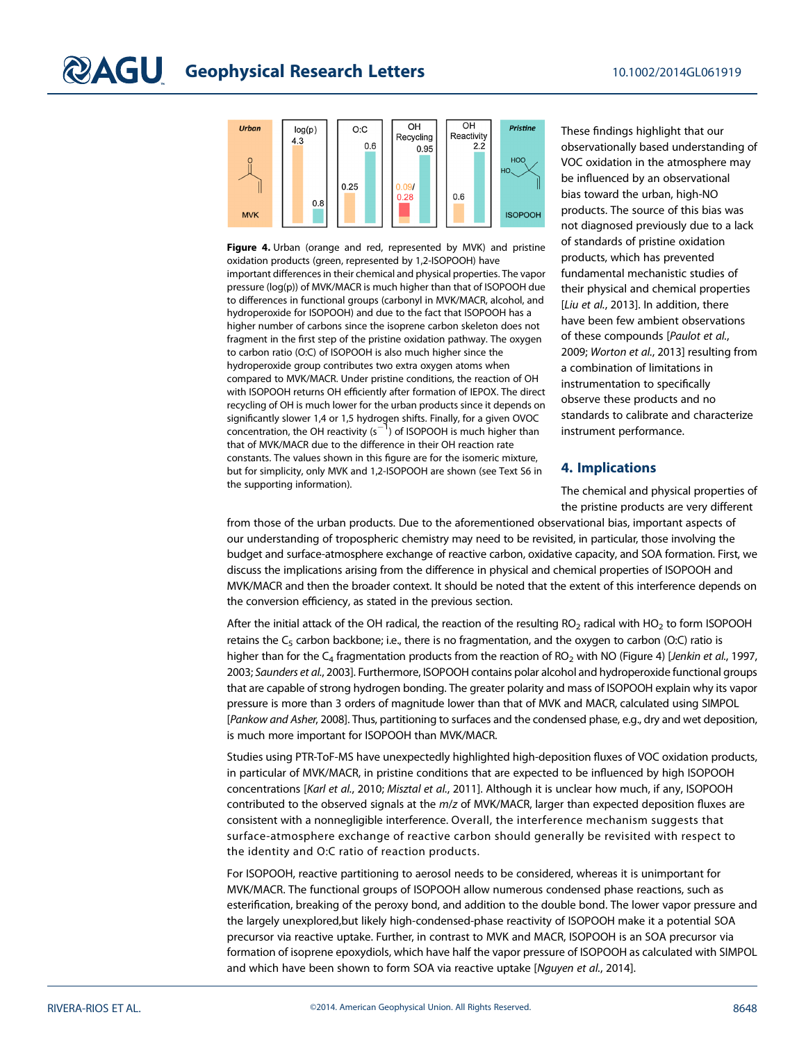**Figure 4.** Urban (orange and red, represented by MVK) and pristine oxidation products (green, represented by 1,2-ISOPOOH) have important differences in their chemical and physical properties. The vapor pressure (log(p)) of MVK/MACR is much higher than that of ISOPOOH due to differences in functional groups (carbonyl in MVK/MACR, alcohol, and hydroperoxide for ISOPOOH) and due to the fact that ISOPOOH has a higher number of carbons since the isoprene carbon skeleton does not fragment in the first step of the pristine oxidation pathway. The oxygen to carbon ratio (O:C) of ISOPOOH is also much higher since the hydroperoxide group contributes two extra oxygen atoms when compared to MVK/MACR. Under pristine conditions, the reaction of OH with ISOPOOH returns OH efficiently after formation of IEPOX. The direct recycling of OH is much lower for the urban products since it depends on significantly slower 1,4 or 1,5 hydrogen shifts. Finally, for a given OVOC concentration, the OH reactivity ($s^{-1}$) of ISOPOOH is much higher than that of MVK/MACR due to the difference in their OH reaction rate constants. The values shown in this figure are for the isomeric mixture, but for simplicity, only MVK and 1,2-ISOPOOH are shown (see Text S6 in the supporting information).

These findings highlight that our observationally based understanding of VOC oxidation in the atmosphere may be influenced by an observational bias toward the urban, high-NO products. The source of this bias was not diagnosed previously due to a lack of standards of pristine oxidation products, which has prevented fundamental mechanistic studies of their physical and chemical properties [*Liu et al.*, 2013]. In addition, there have been few ambient observations of these compounds [*Paulot et al.*, 2009; *Worton et al.*, 2013] resulting from a combination of limitations in instrumentation to specifically observe these products and no standards to calibrate and characterize instrument performance.

## 4. Implications

The chemical and physical properties of the pristine products are very different from those of the urban products. Due to the aforementioned observational bias, important aspects of our understanding of tropospheric chemistry may need to be revisited, in particular, those involving the budget and surface-atmosphere exchange of reactive carbon, oxidative capacity, and SOA formation. First, we discuss the implications arising from the difference in physical and chemical properties of ISOPOOH and MVK/MACR and then the broader context. It should be noted that the extent of this interference depends on the conversion efficiency, as stated in the previous section.

After the initial attack of the OH radical, the reaction of the resulting $RO_2$ radical with $HO_2$ to form ISOPOOH retains the $C_5$ carbon backbone; i.e., there is no fragmentation, and the oxygen to carbon (O:C) ratio is higher than for the $C_4$ fragmentation products from the reaction of $RO_2$ with NO (Figure 4) [*Jenkin et al.*, 1997, 2003; *Saunders et al.*, 2003]. Furthermore, ISOPOOH contains polar alcohol and hydroperoxide functional groups that are capable of strong hydrogen bonding. The greater polarity and mass of ISOPOOH explain why its vapor pressure is more than 3 orders of magnitude lower than that of MVK and MACR, calculated using SIMPOL [*Pankow and Asher*, 2008]. Thus, partitioning to surfaces and the condensed phase, e.g., dry and wet deposition, is much more important for ISOPOOH than MVK/MACR.

Studies using PTR-ToF-MS have unexpectedly highlighted high-deposition fluxes of VOC oxidation products, in particular of MVK/MACR, in pristine conditions that are expected to be influenced by high ISOPOOH concentrations [*Karl et al.*, 2010; *Misztal et al.*, 2011]. Although it is unclear how much, if any, ISOPOOH contributed to the observed signals at the *m/z* of MVK/MACR, larger than expected deposition fluxes are consistent with a nonnegligible interference. Overall, the interference mechanism suggests that surface-atmosphere exchange of reactive carbon should generally be revisited with respect to the identity and O:C ratio of reaction products.

For ISOPOOH, reactive partitioning to aerosol needs to be considered, whereas it is unimportant for MVK/MACR. The functional groups of ISOPOOH allow numerous condensed phase reactions, such as esterification, breaking of the peroxy bond, and addition to the double bond. The lower vapor pressure and the largely unexplored,but likely high-condensed-phase reactivity of ISOPOOH make it a potential SOA precursor via reactive uptake. Further, in contrast to MVK and MACR, ISOPOOH is an SOA precursor via formation of isoprene epoxydiols, which have half the vapor pressure of ISOPOOH as calculated with SIMPOL and which have been shown to form SOA via reactive uptake [*Nguyen et al.*, 2014].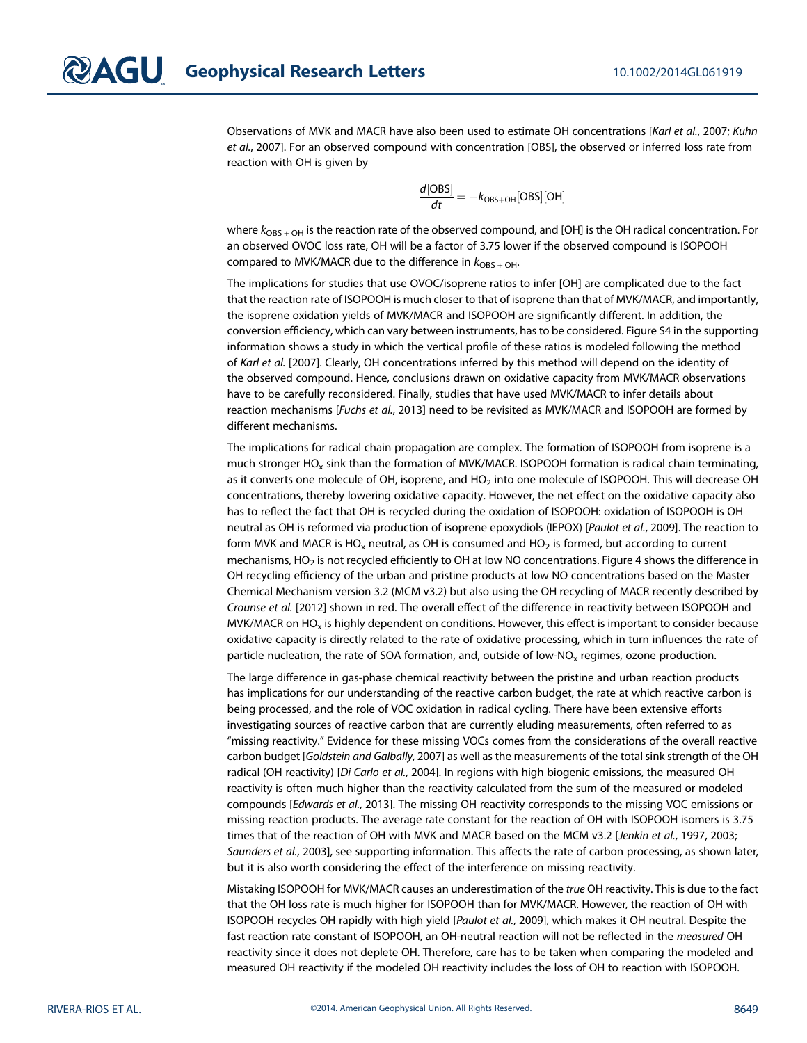Observations of MVK and MACR have also been used to estimate OH concentrations [*Karl et al.*, 2007; *Kuhn et al.*, 2007]. For an observed compound with concentration [OBS], the observed or inferred loss rate from reaction with OH is given by

$$\frac{d[\mathrm{OBS}]}{dt} = -k_{\mathrm{OBS+OH}}[\mathrm{OBS}][\mathrm{OH}]$$

where $k_{\mathrm{OBS+OH}}$ is the reaction rate of the observed compound, and [OH] is the OH radical concentration. For an observed OVOC loss rate, OH will be a factor of 3.75 lower if the observed compound is ISOPOOH compared to MVK/MACR due to the difference in $k_{\mathrm{OBS+OH}}$.

The implications for studies that use OVOC/isoprene ratios to infer [OH] are complicated due to the fact that the reaction rate of ISOPOOH is much closer to that of isoprene than that of MVK/MACR, and importantly, the isoprene oxidation yields of MVK/MACR and ISOPOOH are significantly different. In addition, the conversion efficiency, which can vary between instruments, has to be considered. Figure S4 in the supporting information shows a study in which the vertical profile of these ratios is modeled following the method of *Karl et al.* [2007]. Clearly, OH concentrations inferred by this method will depend on the identity of the observed compound. Hence, conclusions drawn on oxidative capacity from MVK/MACR observations have to be carefully reconsidered. Finally, studies that have used MVK/MACR to infer details about reaction mechanisms [*Fuchs et al.*, 2013] need to be revisited as MVK/MACR and ISOPOOH are formed by different mechanisms.

The implications for radical chain propagation are complex. The formation of ISOPOOH from isoprene is a much stronger $HO_x$ sink than the formation of MVK/MACR. ISOPOOH formation is radical chain terminating, as it converts one molecule of OH, isoprene, and $HO_2$ into one molecule of ISOPOOH. This will decrease OH concentrations, thereby lowering oxidative capacity. However, the net effect on the oxidative capacity also has to reflect the fact that OH is recycled during the oxidation of ISOPOOH: oxidation of ISOPOOH is OH neutral as OH is reformed via production of isoprene epoxydiols (IEPOX) [*Paulot et al.*, 2009]. The reaction to form MVK and MACR is $HO_x$ neutral, as OH is consumed and $HO_2$ is formed, but according to current mechanisms, $HO_2$ is not recycled efficiently to OH at low NO concentrations. Figure 4 shows the difference in OH recycling efficiency of the urban and pristine products at low NO concentrations based on the Master Chemical Mechanism version 3.2 (MCM v3.2) but also using the OH recycling of MACR recently described by *Crounse et al.* [2012] shown in red. The overall effect of the difference in reactivity between ISOPOOH and MVK/MACR on $HO_x$ is highly dependent on conditions. However, this effect is important to consider because oxidative capacity is directly related to the rate of oxidative processing, which in turn influences the rate of particle nucleation, the rate of SOA formation, and, outside of low-$NO_x$ regimes, ozone production.

The large difference in gas-phase chemical reactivity between the pristine and urban reaction products has implications for our understanding of the reactive carbon budget, the rate at which reactive carbon is being processed, and the role of VOC oxidation in radical cycling. There have been extensive efforts investigating sources of reactive carbon that are currently eluding measurements, often referred to as "missing reactivity." Evidence for these missing VOCs comes from the considerations of the overall reactive carbon budget [*Goldstein and Galbally*, 2007] as well as the measurements of the total sink strength of the OH radical (OH reactivity) [*Di Carlo et al.*, 2004]. In regions with high biogenic emissions, the measured OH reactivity is often much higher than the reactivity calculated from the sum of the measured or modeled compounds [*Edwards et al.*, 2013]. The missing OH reactivity corresponds to the missing VOC emissions or missing reaction products. The average rate constant for the reaction of OH with ISOPOOH isomers is 3.75 times that of the reaction of OH with MVK and MACR based on the MCM v3.2 [*Jenkin et al.*, 1997, 2003; *Saunders et al.*, 2003], see supporting information. This affects the rate of carbon processing, as shown later, but it is also worth considering the effect of the interference on missing reactivity.

Mistaking ISOPOOH for MVK/MACR causes an underestimation of the *true* OH reactivity. This is due to the fact that the OH loss rate is much higher for ISOPOOH than for MVK/MACR. However, the reaction of OH with ISOPOOH recycles OH rapidly with high yield [*Paulot et al.*, 2009], which makes it OH neutral. Despite the fast reaction rate constant of ISOPOOH, an OH-neutral reaction will not be reflected in the *measured* OH reactivity since it does not deplete OH. Therefore, care has to be taken when comparing the modeled and measured OH reactivity if the modeled OH reactivity includes the loss of OH to reaction with ISOPOOH.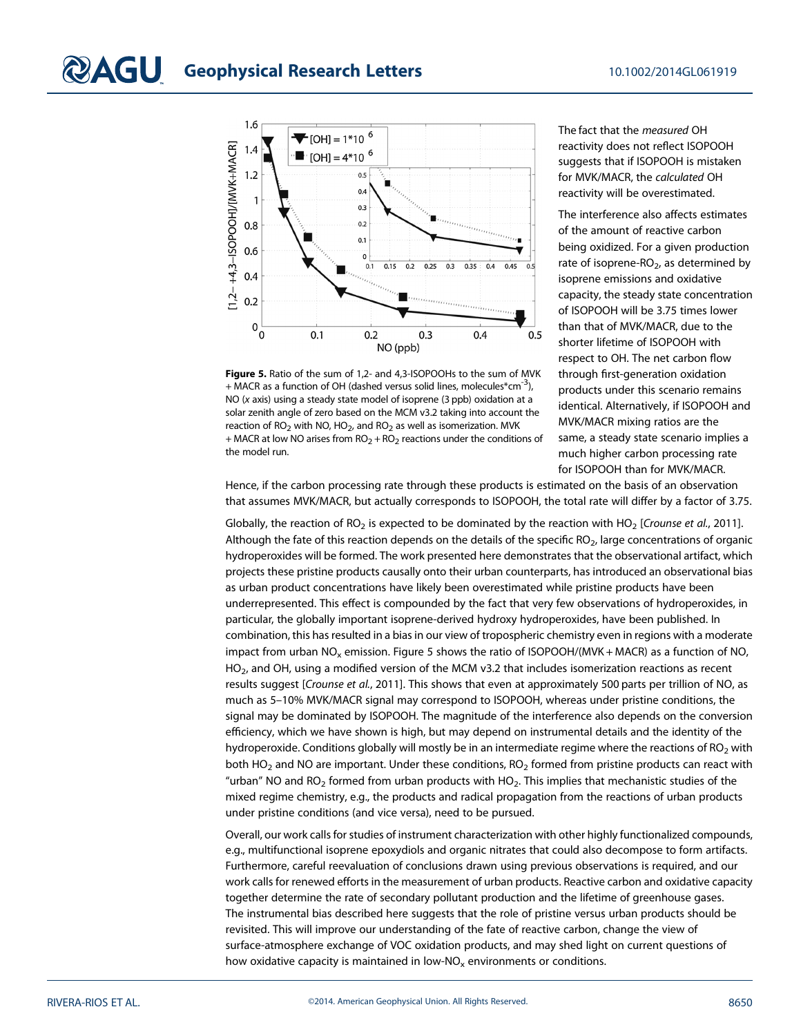**Figure 5.** Ratio of the sum of 1,2- and 4,3-ISOPOOHs to the sum of MVK + MACR as a function of OH (dashed versus solid lines, molecules*cm$^{-3}$), NO (*x* axis) using a steady state model of isoprene (3 ppb) oxidation at a solar zenith angle of zero based on the MCM v3.2 taking into account the reaction of $RO_2$ with NO, $HO_2$, and $RO_2$ as well as isomerization. MVK + MACR at low NO arises from $RO_2 + RO_2$ reactions under the conditions of the model run.

The fact that the *measured* OH reactivity does not reflect ISOPOOH suggests that if ISOPOOH is mistaken for MVK/MACR, the *calculated* OH reactivity will be overestimated.

The interference also affects estimates of the amount of reactive carbon being oxidized. For a given production rate of isoprene-$RO_2$, as determined by isoprene emissions and oxidative capacity, the steady state concentration of ISOPOOH will be 3.75 times lower than that of MVK/MACR, due to the shorter lifetime of ISOPOOH with respect to OH. The net carbon flow through first-generation oxidation products under this scenario remains identical. Alternatively, if ISOPOOH and MVK/MACR mixing ratios are the same, a steady state scenario implies a much higher carbon processing rate for ISOPOOH than for MVK/MACR. Hence, if the carbon processing rate through these products is estimated on the basis of an observation that assumes MVK/MACR, but actually corresponds to ISOPOOH, the total rate will differ by a factor of 3.75.

Globally, the reaction of $RO_2$ is expected to be dominated by the reaction with $HO_2$ [*Crounse et al.*, 2011]. Although the fate of this reaction depends on the details of the specific $RO_2$, large concentrations of organic hydroperoxides will be formed. The work presented here demonstrates that the observational artifact, which projects these pristine products causally onto their urban counterparts, has introduced an observational bias as urban product concentrations have likely been overestimated while pristine products have been underrepresented. This effect is compounded by the fact that very few observations of hydroperoxides, in particular, the globally important isoprene-derived hydroxy hydroperoxides, have been published. In combination, this has resulted in a bias in our view of tropospheric chemistry even in regions with a moderate impact from urban $NO_x$ emission. Figure 5 shows the ratio of ISOPOOH/(MVK + MACR) as a function of NO, $HO_2$, and OH, using a modified version of the MCM v3.2 that includes isomerization reactions as recent results suggest [*Crounse et al.*, 2011]. This shows that even at approximately 500 parts per trillion of NO, as much as 5–10% MVK/MACR signal may correspond to ISOPOOH, whereas under pristine conditions, the signal may be dominated by ISOPOOH. The magnitude of the interference also depends on the conversion efficiency, which we have shown is high, but may depend on instrumental details and the identity of the hydroperoxide. Conditions globally will mostly be in an intermediate regime where the reactions of $RO_2$ with both $HO_2$ and NO are important. Under these conditions, $RO_2$ formed from pristine products can react with "urban" NO and $RO_2$ formed from urban products with $HO_2$. This implies that mechanistic studies of the mixed regime chemistry, e.g., the products and radical propagation from the reactions of urban products under pristine conditions (and vice versa), need to be pursued.

Overall, our work calls for studies of instrument characterization with other highly functionalized compounds, e.g., multifunctional isoprene epoxydiols and organic nitrates that could also decompose to form artifacts. Furthermore, careful reevaluation of conclusions drawn using previous observations is required, and our work calls for renewed efforts in the measurement of urban products. Reactive carbon and oxidative capacity together determine the rate of secondary pollutant production and the lifetime of greenhouse gases. The instrumental bias described here suggests that the role of pristine versus urban products should be revisited. This will improve our understanding of the fate of reactive carbon, change the view of surface-atmosphere exchange of VOC oxidation products, and may shed light on current questions of how oxidative capacity is maintained in low-$NO_x$ environments or conditions.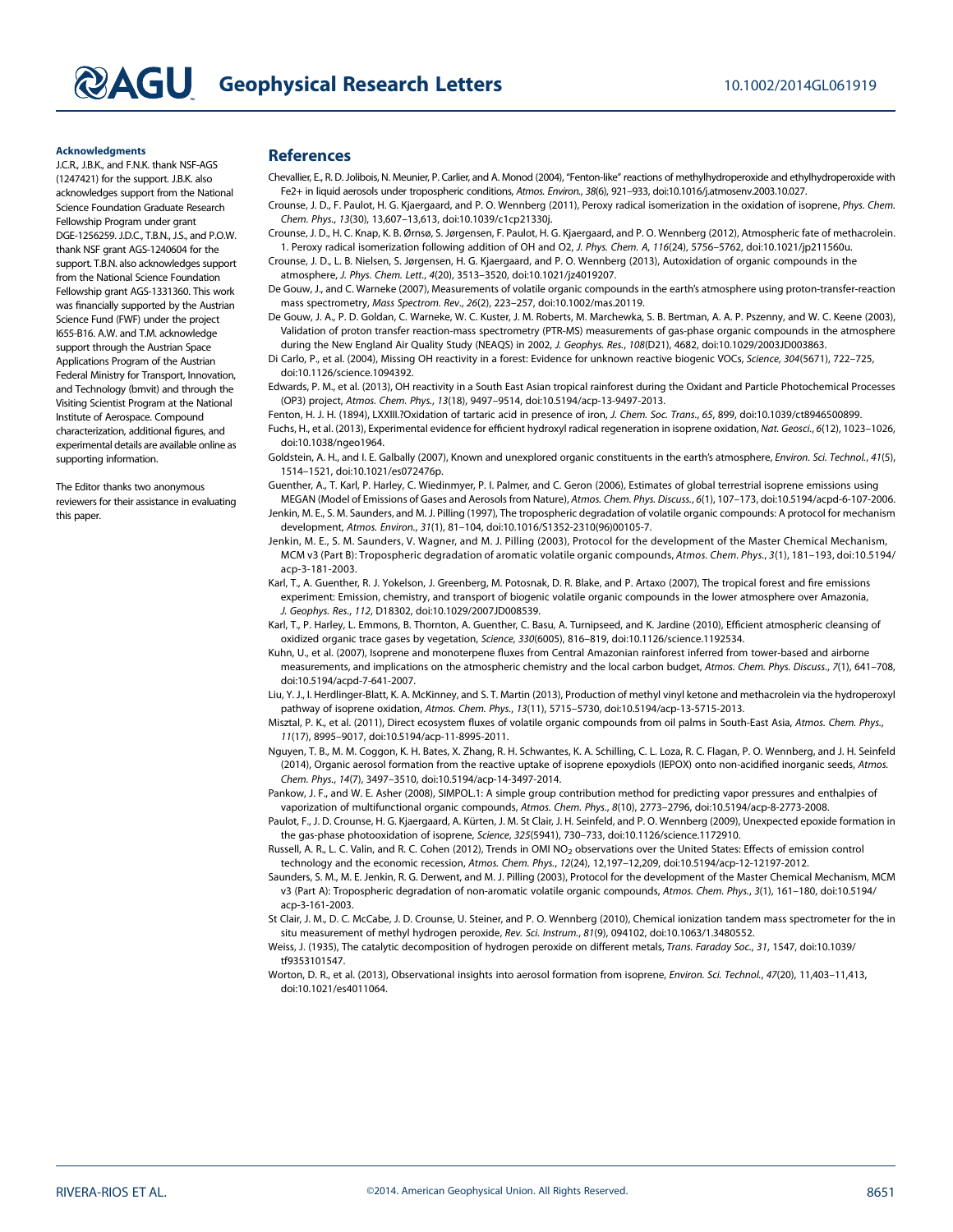**Acknowledgments**

J.C.R., J.B.K., and F.N.K. thank NSF-AGS (1247421) for the support. J.B.K. also acknowledges support from the National Science Foundation Graduate Research Fellowship Program under grant DGE-1256259. J.D.C., T.B.N., J.S., and P.O.W. thank NSF grant AGS-1240604 for the support. T.B.N. also acknowledges support from the National Science Foundation Fellowship grant AGS-1331360. This work was financially supported by the Austrian Science Fund (FWF) under the project I655-B16. A.W. and T.M. acknowledge support through the Austrian Space Applications Program of the Austrian Federal Ministry for Transport, Innovation, and Technology (bmvit) and through the Visiting Scientist Program at the National Institute of Aerospace. Compound characterization, additional figures, and experimental details are available online as supporting information.

The Editor thanks two anonymous reviewers for their assistance in evaluating this paper.

## References

Chevallier, E., R. D. Jolibois, N. Meunier, P. Carlier, and A. Monod (2004), "Fenton-like" reactions of methylhydroperoxide and ethylhydroperoxide with Fe2+ in liquid aerosols under tropospheric conditions, *Atmos. Environ.*, *38*(6), 921–933, doi:10.1016/j.atmosenv.2003.10.027.

Crounse, J. D., F. Paulot, H. G. Kjaergaard, and P. O. Wennberg (2011), Peroxy radical isomerization in the oxidation of isoprene, *Phys. Chem. Chem. Phys.*, *13*(30), 13,607–13,613, doi:10.1039/c1cp21330j.

Crounse, J. D., H. C. Knap, K. B. Ørnsø, S. Jørgensen, F. Paulot, H. G. Kjaergaard, and P. O. Wennberg (2012), Atmospheric fate of methacrolein. 1. Peroxy radical isomerization following addition of OH and O2, *J. Phys. Chem. A*, *116*(24), 5756–5762, doi:10.1021/jp211560u.

Crounse, J. D., L. B. Nielsen, S. Jørgensen, H. G. Kjaergaard, and P. O. Wennberg (2013), Autoxidation of organic compounds in the atmosphere, *J. Phys. Chem. Lett.*, *4*(20), 3513–3520, doi:10.1021/jz4019207.

De Gouw, J., and C. Warneke (2007), Measurements of volatile organic compounds in the earth's atmosphere using proton-transfer-reaction mass spectrometry, *Mass Spectrom. Rev.*, *26*(2), 223–257, doi:10.1002/mas.20119.

De Gouw, J. A., P. D. Goldan, C. Warneke, W. C. Kuster, J. M. Roberts, M. Marchewka, S. B. Bertman, A. A. P. Pszenny, and W. C. Keene (2003), Validation of proton transfer reaction-mass spectrometry (PTR-MS) measurements of gas-phase organic compounds in the atmosphere during the New England Air Quality Study (NEAQS) in 2002, *J. Geophys. Res.*, *108*(D21), 4682, doi:10.1029/2003JD003863.

Di Carlo, P., et al. (2004), Missing OH reactivity in a forest: Evidence for unknown reactive biogenic VOCs, *Science*, *304*(5671), 722–725, doi:10.1126/science.1094392.

Edwards, P. M., et al. (2013), OH reactivity in a South East Asian tropical rainforest during the Oxidant and Particle Photochemical Processes (OP3) project, *Atmos. Chem. Phys.*, *13*(18), 9497–9514, doi:10.5194/acp-13-9497-2013.

Fenton, H. J. H. (1894), LXXIII.?Oxidation of tartaric acid in presence of iron, *J. Chem. Soc. Trans.*, *65*, 899, doi:10.1039/ct8946500899.

Fuchs, H., et al. (2013), Experimental evidence for efficient hydroxyl radical regeneration in isoprene oxidation, *Nat. Geosci.*, *6*(12), 1023–1026, doi:10.1038/ngeo1964.

Goldstein, A. H., and I. E. Galbally (2007), Known and unexplored organic constituents in the earth's atmosphere, *Environ. Sci. Technol.*, *41*(5), 1514–1521, doi:10.1021/es072476p.

Guenther, A., T. Karl, P. Harley, C. Wiedinmyer, P. I. Palmer, and C. Geron (2006), Estimates of global terrestrial isoprene emissions using MEGAN (Model of Emissions of Gases and Aerosols from Nature), *Atmos. Chem. Phys. Discuss.*, *6*(1), 107–173, doi:10.5194/acpd-6-107-2006.

Jenkin, M. E., S. M. Saunders, and M. J. Pilling (1997), The tropospheric degradation of volatile organic compounds: A protocol for mechanism development, *Atmos. Environ.*, *31*(1), 81–104, doi:10.1016/S1352-2310(96)00105-7.

Jenkin, M. E., S. M. Saunders, V. Wagner, and M. J. Pilling (2003), Protocol for the development of the Master Chemical Mechanism, MCM v3 (Part B): Tropospheric degradation of aromatic volatile organic compounds, *Atmos. Chem. Phys.*, *3*(1), 181–193, doi:10.5194/acp-3-181-2003.

Karl, T., A. Guenther, R. J. Yokelson, J. Greenberg, M. Potosnak, D. R. Blake, and P. Artaxo (2007), The tropical forest and fire emissions experiment: Emission, chemistry, and transport of biogenic volatile organic compounds in the lower atmosphere over Amazonia, *J. Geophys. Res.*, *112*, D18302, doi:10.1029/2007JD008539.

Karl, T., P. Harley, L. Emmons, B. Thornton, A. Guenther, C. Basu, A. Turnipseed, and K. Jardine (2010), Efficient atmospheric cleansing of oxidized organic trace gases by vegetation, *Science*, *330*(6005), 816–819, doi:10.1126/science.1192534.

Kuhn, U., et al. (2007), Isoprene and monoterpene fluxes from Central Amazonian rainforest inferred from tower-based and airborne measurements, and implications on the atmospheric chemistry and the local carbon budget, *Atmos. Chem. Phys. Discuss.*, *7*(1), 641–708, doi:10.5194/acpd-7-641-2007.

Liu, Y. J., I. Herdlinger-Blatt, K. A. McKinney, and S. T. Martin (2013), Production of methyl vinyl ketone and methacrolein via the hydroperoxyl pathway of isoprene oxidation, *Atmos. Chem. Phys.*, *13*(11), 5715–5730, doi:10.5194/acp-13-5715-2013.

Misztal, P. K., et al. (2011), Direct ecosystem fluxes of volatile organic compounds from oil palms in South-East Asia, *Atmos. Chem. Phys.*, *11*(17), 8995–9017, doi:10.5194/acp-11-8995-2011.

Nguyen, T. B., M. M. Coggon, K. H. Bates, X. Zhang, R. H. Schwantes, K. A. Schilling, C. L. Loza, R. C. Flagan, P. O. Wennberg, and J. H. Seinfeld (2014), Organic aerosol formation from the reactive uptake of isoprene epoxydiols (IEPOX) onto non-acidified inorganic seeds, *Atmos. Chem. Phys.*, *14*(7), 3497–3510, doi:10.5194/acp-14-3497-2014.

Pankow, J. F., and W. E. Asher (2008), SIMPOL.1: A simple group contribution method for predicting vapor pressures and enthalpies of vaporization of multifunctional organic compounds, *Atmos. Chem. Phys.*, *8*(10), 2773–2796, doi:10.5194/acp-8-2773-2008.

Paulot, F., J. D. Crounse, H. G. Kjaergaard, A. Kürten, J. M. St Clair, J. H. Seinfeld, and P. O. Wennberg (2009), Unexpected epoxide formation in the gas-phase photooxidation of isoprene, *Science*, *325*(5941), 730–733, doi:10.1126/science.1172910.

Russell, A. R., L. C. Valin, and R. C. Cohen (2012), Trends in OMI $NO_2$ observations over the United States: Effects of emission control technology and the economic recession, *Atmos. Chem. Phys.*, *12*(24), 12,197–12,209, doi:10.5194/acp-12-12197-2012.

Saunders, S. M., M. E. Jenkin, R. G. Derwent, and M. J. Pilling (2003), Protocol for the development of the Master Chemical Mechanism, MCM v3 (Part A): Tropospheric degradation of non-aromatic volatile organic compounds, *Atmos. Chem. Phys.*, *3*(1), 161–180, doi:10.5194/acp-3-161-2003.

St Clair, J. M., D. C. McCabe, J. D. Crounse, U. Steiner, and P. O. Wennberg (2010), Chemical ionization tandem mass spectrometer for the in situ measurement of methyl hydrogen peroxide, *Rev. Sci. Instrum.*, *81*(9), 094102, doi:10.1063/1.3480552.

Weiss, J. (1935), The catalytic decomposition of hydrogen peroxide on different metals, *Trans. Faraday Soc.*, *31*, 1547, doi:10.1039/tf9353101547.

Worton, D. R., et al. (2013), Observational insights into aerosol formation from isoprene, *Environ. Sci. Technol.*, *47*(20), 11,403–11,413, doi:10.1021/es4011064.